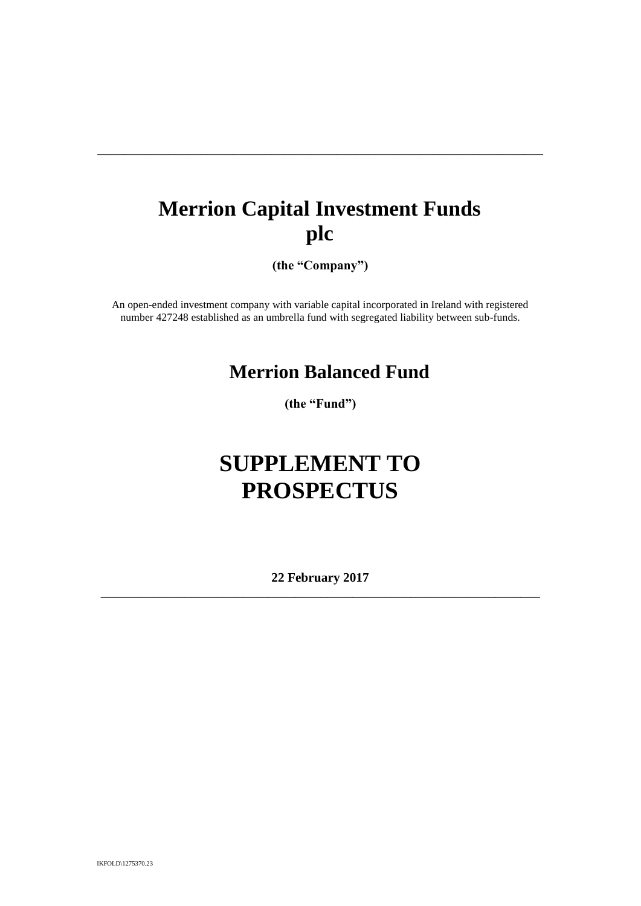# Merrion Capital Investment Funds plc

**(the "Company")**

An open-ended investment company with variable capital incorporated in Ireland with registered number 427248 established as an umbrella fund with segregated liability between sub-funds.

# Merrion Balanced Fund

**(the "Fund")**

# SUPPLEMENT TO PROSPECTUS

**22 February 2017**

IKFOLD\1275370.23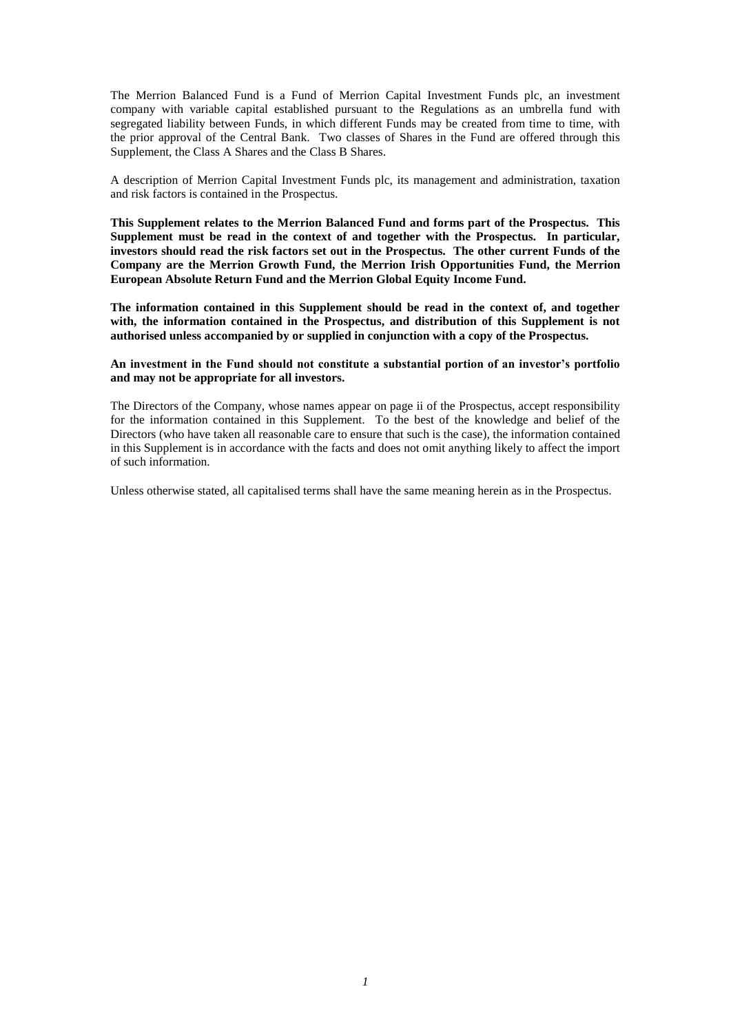The Merrion Balanced Fund is a Fund of Merrion Capital Investment Funds plc, an investment company with variable capital established pursuant to the Regulations as an umbrella fund with segregated liability between Funds, in which different Funds may be created from time to time, with the prior approval of the Central Bank. Two classes of Shares in the Fund are offered through this Supplement, the Class A Shares and the Class B Shares.

A description of Merrion Capital Investment Funds plc, its management and administration, taxation and risk factors is contained in the Prospectus.

**This Supplement relates to the Merrion Balanced Fund and forms part of the Prospectus. This Supplement must be read in the context of and together with the Prospectus. In particular, investors should read the risk factors set out in the Prospectus. The other current Funds of the Company are the Merrion Growth Fund, the Merrion Irish Opportunities Fund, the Merrion European Absolute Return Fund and the Merrion Global Equity Income Fund.**

**The information contained in this Supplement should be read in the context of, and together with, the information contained in the Prospectus, and distribution of this Supplement is not authorised unless accompanied by or supplied in conjunction with a copy of the Prospectus.**

**An investment in the Fund should not constitute a substantial portion of an investor's portfolio and may not be appropriate for all investors.**

The Directors of the Company, whose names appear on page ii of the Prospectus, accept responsibility for the information contained in this Supplement. To the best of the knowledge and belief of the Directors (who have taken all reasonable care to ensure that such is the case), the information contained in this Supplement is in accordance with the facts and does not omit anything likely to affect the import of such information.

Unless otherwise stated, all capitalised terms shall have the same meaning herein as in the Prospectus.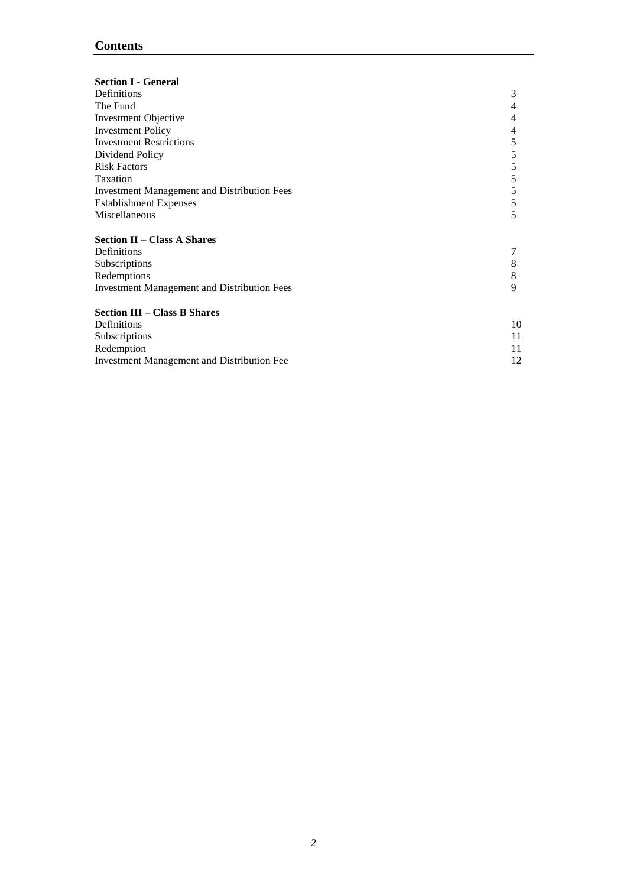## Contents

| | |
|---|---|
| **Section I - General** | |
| Definitions | 3 |
| The Fund | 4 |
| Investment Objective | 4 |
| Investment Policy | 4 |
| Investment Restrictions | 5 |
| Dividend Policy | 5 |
| Risk Factors | 5 |
| Taxation | 5 |
| Investment Management and Distribution Fees | 5 |
| Establishment Expenses | 5 |
| Miscellaneous | 5 |
| **Section II – Class A Shares** | |
| Definitions | 7 |
| Subscriptions | 8 |
| Redemptions | 8 |
| Investment Management and Distribution Fees | 9 |
| **Section III – Class B Shares** | |
| Definitions | 10 |
| Subscriptions | 11 |
| Redemption | 11 |
| Investment Management and Distribution Fee | 12 |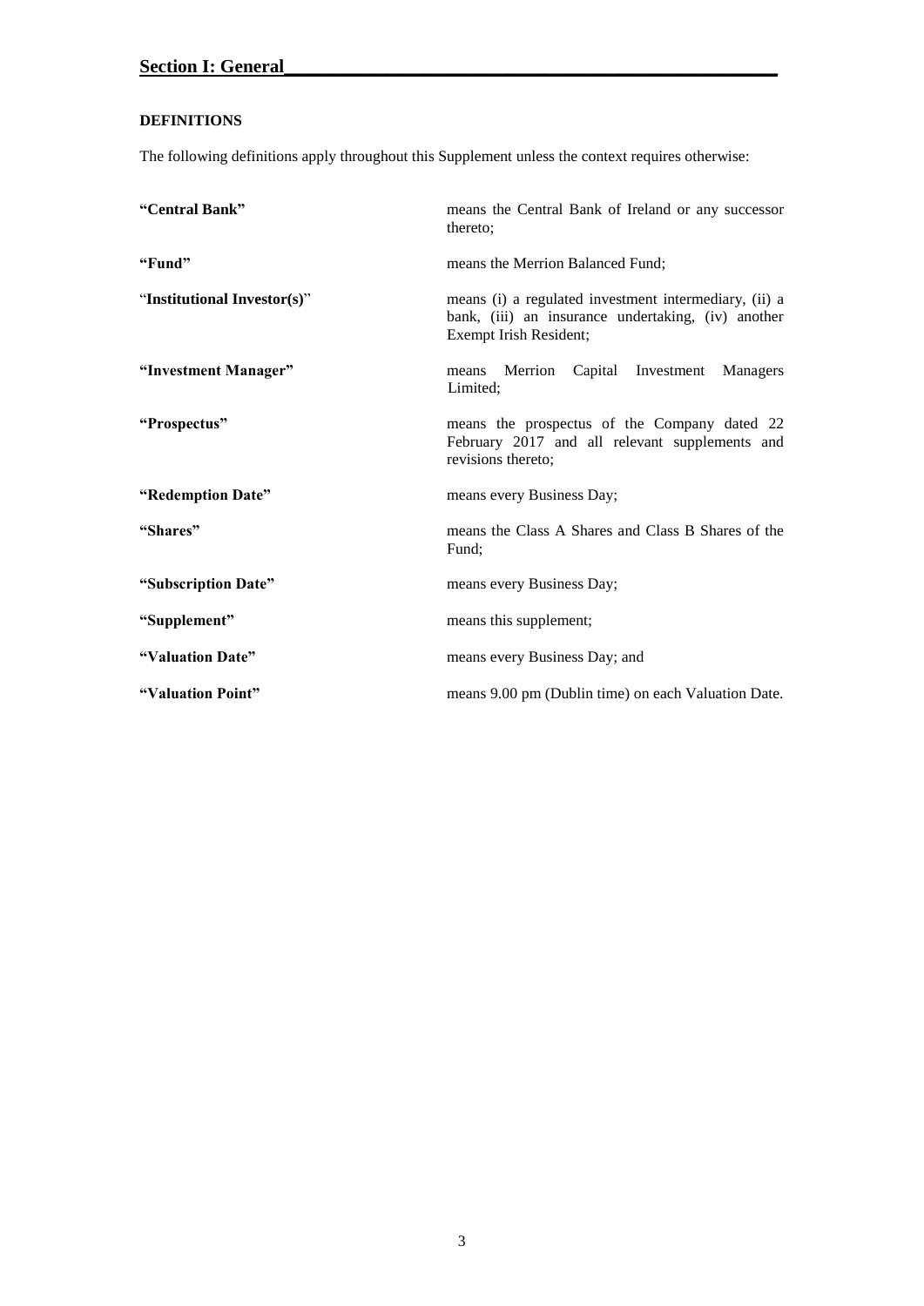## Section I: General

### DEFINITIONS

The following definitions apply throughout this Supplement unless the context requires otherwise:

| | |
|---|---|
| **"Central Bank"** | means the Central Bank of Ireland or any successor thereto; |
| **"Fund"** | means the Merrion Balanced Fund; |
| "**Institutional Investor(s)**" | means (i) a regulated investment intermediary, (ii) a bank, (iii) an insurance undertaking, (iv) another Exempt Irish Resident; |
| **"Investment Manager"** | means Merrion Capital Investment Managers Limited; |
| **"Prospectus"** | means the prospectus of the Company dated 22 February 2017 and all relevant supplements and revisions thereto; |
| **"Redemption Date"** | means every Business Day; |
| **"Shares"** | means the Class A Shares and Class B Shares of the Fund; |
| **"Subscription Date"** | means every Business Day; |
| **"Supplement"** | means this supplement; |
| **"Valuation Date"** | means every Business Day; and |
| **"Valuation Point"** | means 9.00 pm (Dublin time) on each Valuation Date. |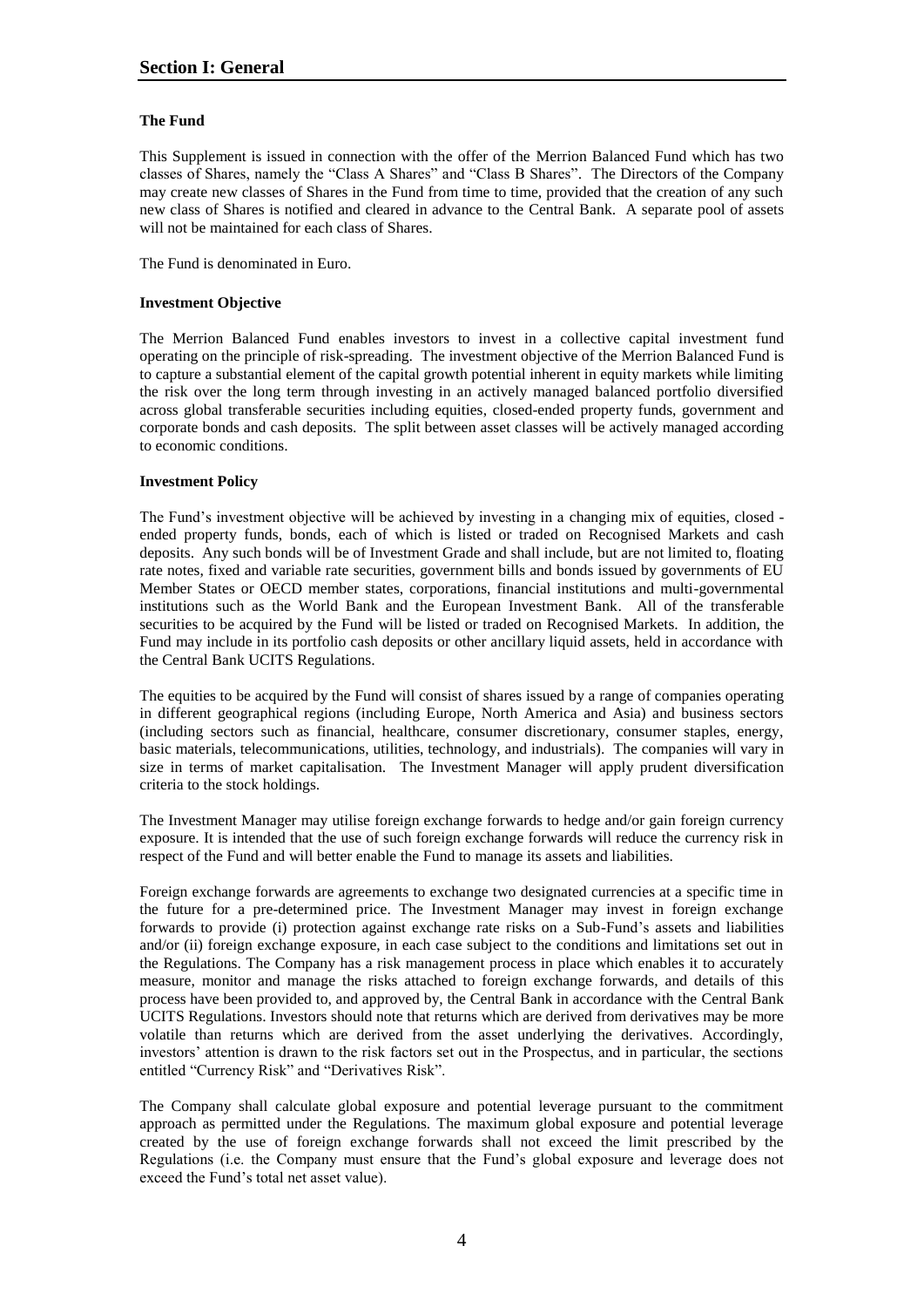# Section I: General

**The Fund**

This Supplement is issued in connection with the offer of the Merrion Balanced Fund which has two classes of Shares, namely the "Class A Shares" and "Class B Shares". The Directors of the Company may create new classes of Shares in the Fund from time to time, provided that the creation of any such new class of Shares is notified and cleared in advance to the Central Bank. A separate pool of assets will not be maintained for each class of Shares.

The Fund is denominated in Euro.

**Investment Objective**

The Merrion Balanced Fund enables investors to invest in a collective capital investment fund operating on the principle of risk-spreading. The investment objective of the Merrion Balanced Fund is to capture a substantial element of the capital growth potential inherent in equity markets while limiting the risk over the long term through investing in an actively managed balanced portfolio diversified across global transferable securities including equities, closed-ended property funds, government and corporate bonds and cash deposits. The split between asset classes will be actively managed according to economic conditions.

**Investment Policy**

The Fund's investment objective will be achieved by investing in a changing mix of equities, closed - ended property funds, bonds, each of which is listed or traded on Recognised Markets and cash deposits. Any such bonds will be of Investment Grade and shall include, but are not limited to, floating rate notes, fixed and variable rate securities, government bills and bonds issued by governments of EU Member States or OECD member states, corporations, financial institutions and multi-governmental institutions such as the World Bank and the European Investment Bank. All of the transferable securities to be acquired by the Fund will be listed or traded on Recognised Markets. In addition, the Fund may include in its portfolio cash deposits or other ancillary liquid assets, held in accordance with the Central Bank UCITS Regulations.

The equities to be acquired by the Fund will consist of shares issued by a range of companies operating in different geographical regions (including Europe, North America and Asia) and business sectors (including sectors such as financial, healthcare, consumer discretionary, consumer staples, energy, basic materials, telecommunications, utilities, technology, and industrials). The companies will vary in size in terms of market capitalisation. The Investment Manager will apply prudent diversification criteria to the stock holdings.

The Investment Manager may utilise foreign exchange forwards to hedge and/or gain foreign currency exposure. It is intended that the use of such foreign exchange forwards will reduce the currency risk in respect of the Fund and will better enable the Fund to manage its assets and liabilities.

Foreign exchange forwards are agreements to exchange two designated currencies at a specific time in the future for a pre-determined price. The Investment Manager may invest in foreign exchange forwards to provide (i) protection against exchange rate risks on a Sub-Fund's assets and liabilities and/or (ii) foreign exchange exposure, in each case subject to the conditions and limitations set out in the Regulations. The Company has a risk management process in place which enables it to accurately measure, monitor and manage the risks attached to foreign exchange forwards, and details of this process have been provided to, and approved by, the Central Bank in accordance with the Central Bank UCITS Regulations. Investors should note that returns which are derived from derivatives may be more volatile than returns which are derived from the asset underlying the derivatives. Accordingly, investors' attention is drawn to the risk factors set out in the Prospectus, and in particular, the sections entitled "Currency Risk" and "Derivatives Risk".

The Company shall calculate global exposure and potential leverage pursuant to the commitment approach as permitted under the Regulations. The maximum global exposure and potential leverage created by the use of foreign exchange forwards shall not exceed the limit prescribed by the Regulations (i.e. the Company must ensure that the Fund's global exposure and leverage does not exceed the Fund's total net asset value).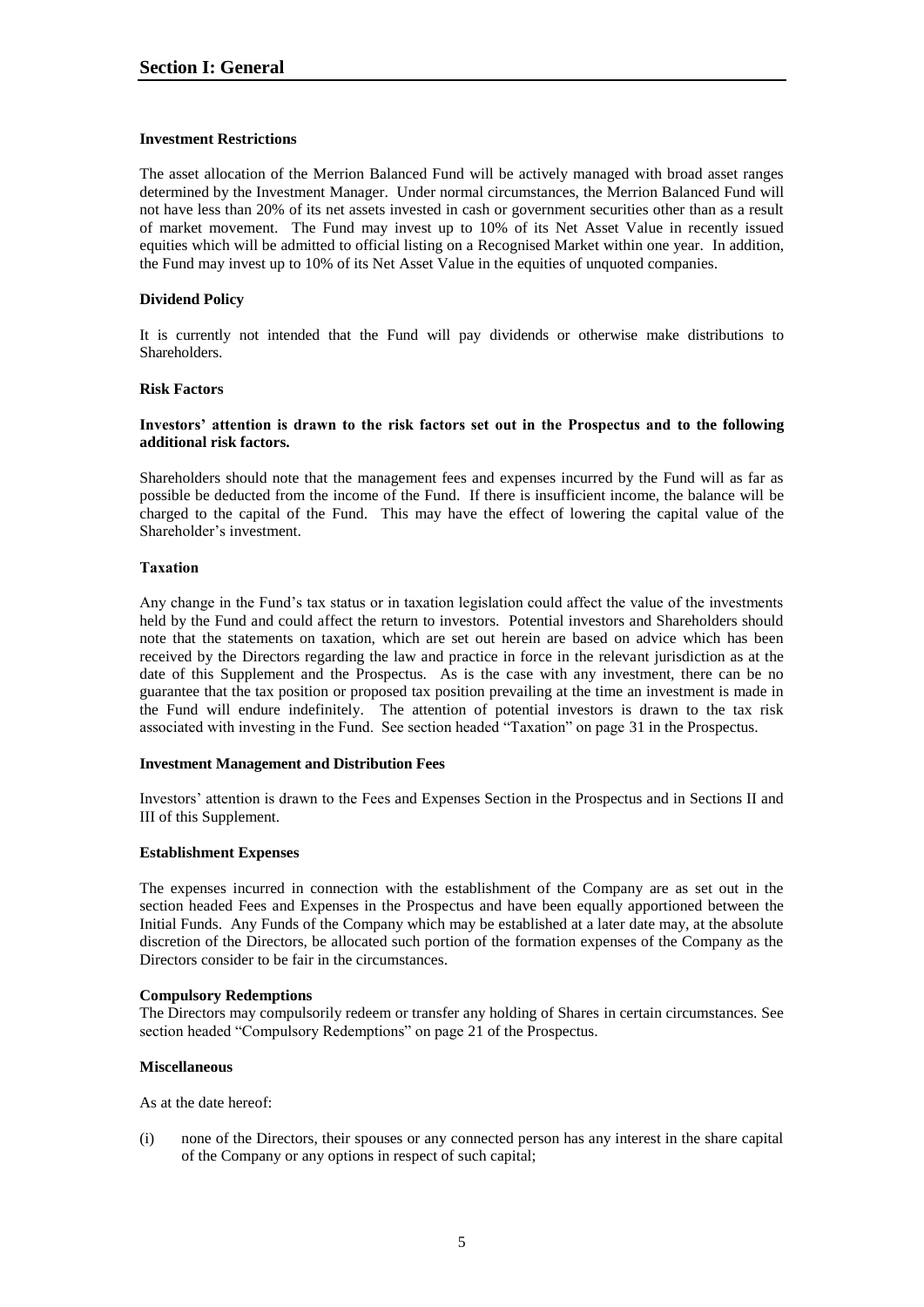## Section I: General

### Investment Restrictions

The asset allocation of the Merrion Balanced Fund will be actively managed with broad asset ranges determined by the Investment Manager. Under normal circumstances, the Merrion Balanced Fund will not have less than 20% of its net assets invested in cash or government securities other than as a result of market movement. The Fund may invest up to 10% of its Net Asset Value in recently issued equities which will be admitted to official listing on a Recognised Market within one year. In addition, the Fund may invest up to 10% of its Net Asset Value in the equities of unquoted companies.

### Dividend Policy

It is currently not intended that the Fund will pay dividends or otherwise make distributions to Shareholders.

### Risk Factors

**Investors' attention is drawn to the risk factors set out in the Prospectus and to the following additional risk factors.**

Shareholders should note that the management fees and expenses incurred by the Fund will as far as possible be deducted from the income of the Fund. If there is insufficient income, the balance will be charged to the capital of the Fund. This may have the effect of lowering the capital value of the Shareholder's investment.

### Taxation

Any change in the Fund's tax status or in taxation legislation could affect the value of the investments held by the Fund and could affect the return to investors. Potential investors and Shareholders should note that the statements on taxation, which are set out herein are based on advice which has been received by the Directors regarding the law and practice in force in the relevant jurisdiction as at the date of this Supplement and the Prospectus. As is the case with any investment, there can be no guarantee that the tax position or proposed tax position prevailing at the time an investment is made in the Fund will endure indefinitely. The attention of potential investors is drawn to the tax risk associated with investing in the Fund. See section headed "Taxation" on page 31 in the Prospectus.

### Investment Management and Distribution Fees

Investors' attention is drawn to the Fees and Expenses Section in the Prospectus and in Sections II and III of this Supplement.

### Establishment Expenses

The expenses incurred in connection with the establishment of the Company are as set out in the section headed Fees and Expenses in the Prospectus and have been equally apportioned between the Initial Funds. Any Funds of the Company which may be established at a later date may, at the absolute discretion of the Directors, be allocated such portion of the formation expenses of the Company as the Directors consider to be fair in the circumstances.

### Compulsory Redemptions

The Directors may compulsorily redeem or transfer any holding of Shares in certain circumstances. See section headed "Compulsory Redemptions" on page 21 of the Prospectus.

### Miscellaneous

As at the date hereof:

(i) none of the Directors, their spouses or any connected person has any interest in the share capital of the Company or any options in respect of such capital;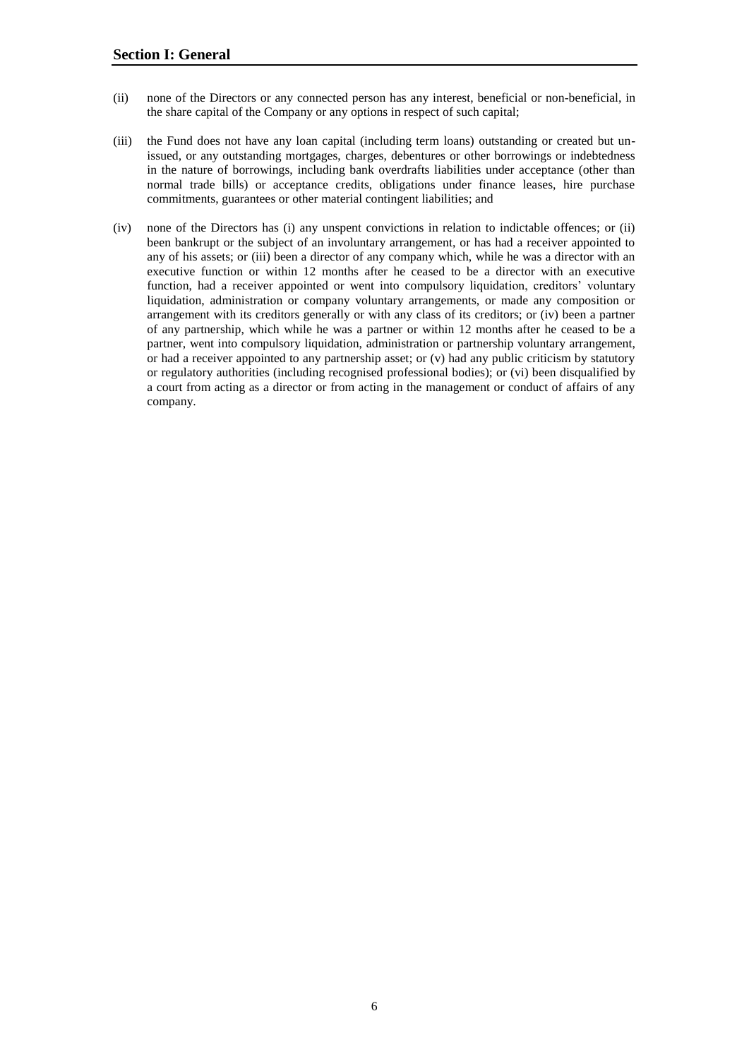## Section I: General

(ii) none of the Directors or any connected person has any interest, beneficial or non-beneficial, in the share capital of the Company or any options in respect of such capital;

(iii) the Fund does not have any loan capital (including term loans) outstanding or created but un-issued, or any outstanding mortgages, charges, debentures or other borrowings or indebtedness in the nature of borrowings, including bank overdrafts liabilities under acceptance (other than normal trade bills) or acceptance credits, obligations under finance leases, hire purchase commitments, guarantees or other material contingent liabilities; and

(iv) none of the Directors has (i) any unspent convictions in relation to indictable offences; or (ii) been bankrupt or the subject of an involuntary arrangement, or has had a receiver appointed to any of his assets; or (iii) been a director of any company which, while he was a director with an executive function or within 12 months after he ceased to be a director with an executive function, had a receiver appointed or went into compulsory liquidation, creditors' voluntary liquidation, administration or company voluntary arrangements, or made any composition or arrangement with its creditors generally or with any class of its creditors; or (iv) been a partner of any partnership, which while he was a partner or within 12 months after he ceased to be a partner, went into compulsory liquidation, administration or partnership voluntary arrangement, or had a receiver appointed to any partnership asset; or (v) had any public criticism by statutory or regulatory authorities (including recognised professional bodies); or (vi) been disqualified by a court from acting as a director or from acting in the management or conduct of affairs of any company.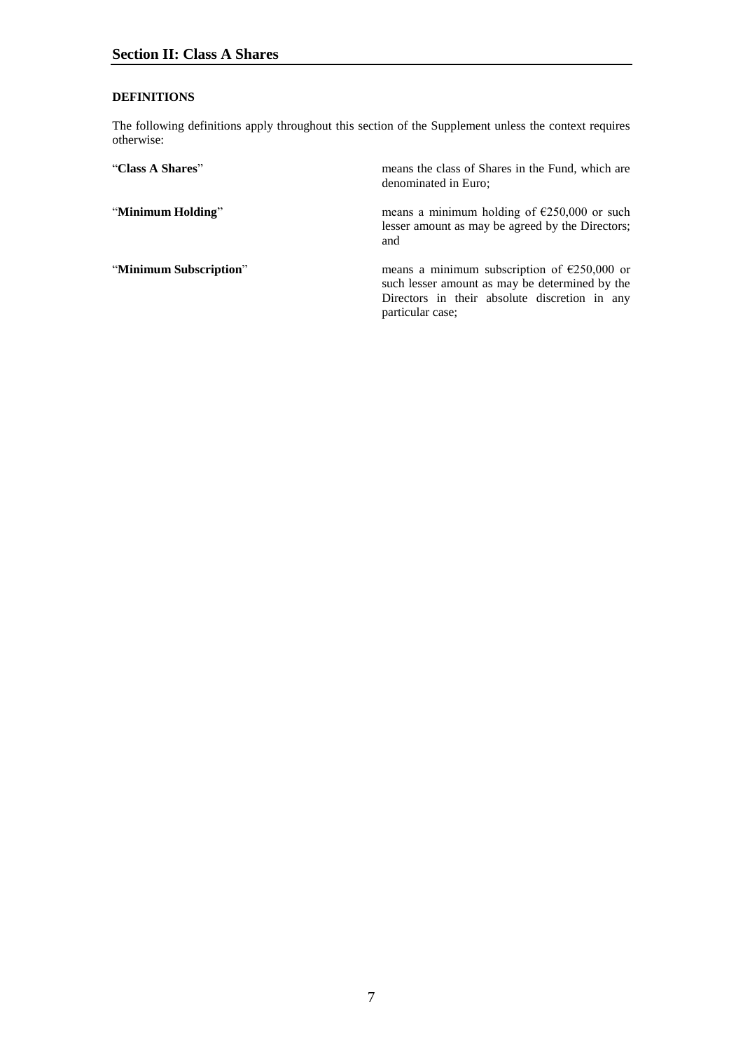## Section II: Class A Shares

**DEFINITIONS**

The following definitions apply throughout this section of the Supplement unless the context requires otherwise:

| | |
|---|---|
| "**Class A Shares**" | means the class of Shares in the Fund, which are denominated in Euro; |
| "**Minimum Holding**" | means a minimum holding of €250,000 or such lesser amount as may be agreed by the Directors; and |
| "**Minimum Subscription**" | means a minimum subscription of €250,000 or such lesser amount as may be determined by the Directors in their absolute discretion in any particular case; |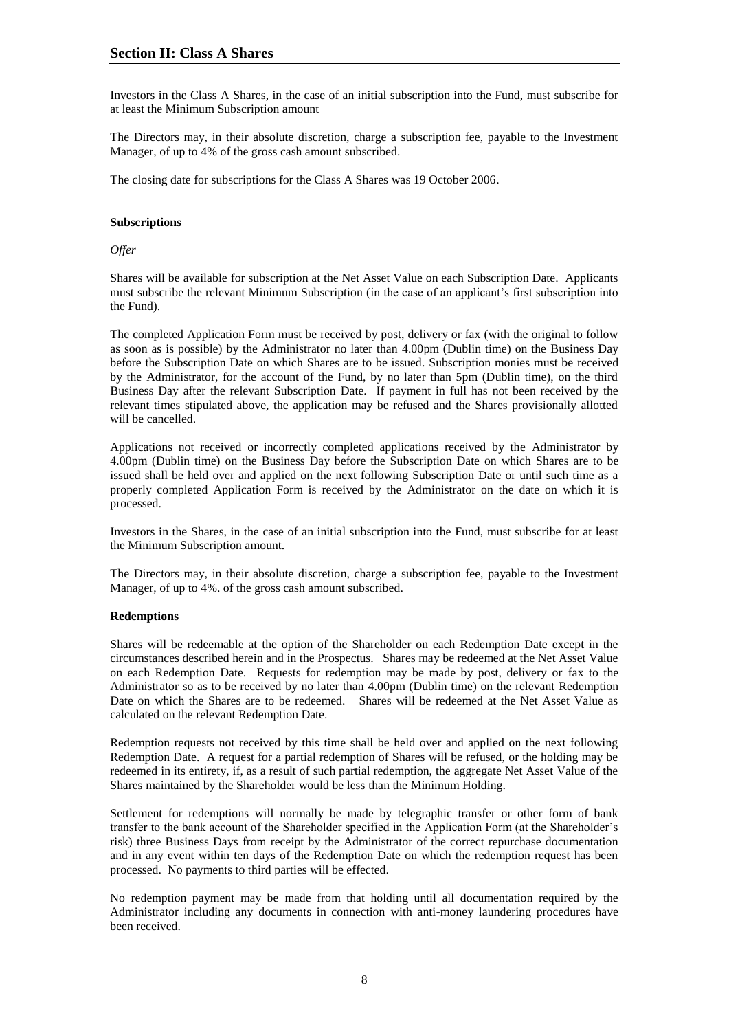## Section II: Class A Shares

Investors in the Class A Shares, in the case of an initial subscription into the Fund, must subscribe for at least the Minimum Subscription amount

The Directors may, in their absolute discretion, charge a subscription fee, payable to the Investment Manager, of up to 4% of the gross cash amount subscribed.

The closing date for subscriptions for the Class A Shares was 19 October 2006.

### Subscriptions

*Offer*

Shares will be available for subscription at the Net Asset Value on each Subscription Date. Applicants must subscribe the relevant Minimum Subscription (in the case of an applicant's first subscription into the Fund).

The completed Application Form must be received by post, delivery or fax (with the original to follow as soon as is possible) by the Administrator no later than 4.00pm (Dublin time) on the Business Day before the Subscription Date on which Shares are to be issued. Subscription monies must be received by the Administrator, for the account of the Fund, by no later than 5pm (Dublin time), on the third Business Day after the relevant Subscription Date. If payment in full has not been received by the relevant times stipulated above, the application may be refused and the Shares provisionally allotted will be cancelled.

Applications not received or incorrectly completed applications received by the Administrator by 4.00pm (Dublin time) on the Business Day before the Subscription Date on which Shares are to be issued shall be held over and applied on the next following Subscription Date or until such time as a properly completed Application Form is received by the Administrator on the date on which it is processed.

Investors in the Shares, in the case of an initial subscription into the Fund, must subscribe for at least the Minimum Subscription amount.

The Directors may, in their absolute discretion, charge a subscription fee, payable to the Investment Manager, of up to 4%. of the gross cash amount subscribed.

### Redemptions

Shares will be redeemable at the option of the Shareholder on each Redemption Date except in the circumstances described herein and in the Prospectus. Shares may be redeemed at the Net Asset Value on each Redemption Date. Requests for redemption may be made by post, delivery or fax to the Administrator so as to be received by no later than 4.00pm (Dublin time) on the relevant Redemption Date on which the Shares are to be redeemed. Shares will be redeemed at the Net Asset Value as calculated on the relevant Redemption Date.

Redemption requests not received by this time shall be held over and applied on the next following Redemption Date. A request for a partial redemption of Shares will be refused, or the holding may be redeemed in its entirety, if, as a result of such partial redemption, the aggregate Net Asset Value of the Shares maintained by the Shareholder would be less than the Minimum Holding.

Settlement for redemptions will normally be made by telegraphic transfer or other form of bank transfer to the bank account of the Shareholder specified in the Application Form (at the Shareholder's risk) three Business Days from receipt by the Administrator of the correct repurchase documentation and in any event within ten days of the Redemption Date on which the redemption request has been processed. No payments to third parties will be effected.

No redemption payment may be made from that holding until all documentation required by the Administrator including any documents in connection with anti-money laundering procedures have been received.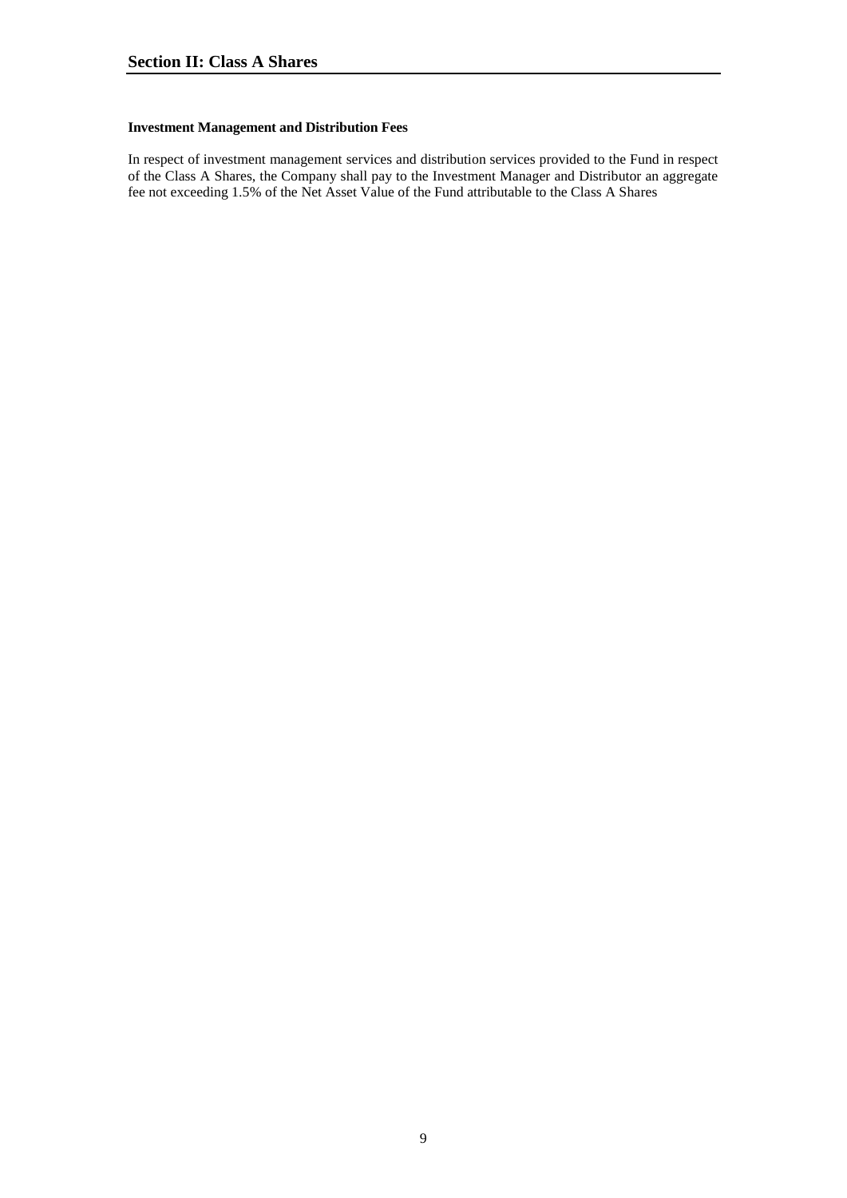## Section II: Class A Shares

**Investment Management and Distribution Fees**

In respect of investment management services and distribution services provided to the Fund in respect of the Class A Shares, the Company shall pay to the Investment Manager and Distributor an aggregate fee not exceeding 1.5% of the Net Asset Value of the Fund attributable to the Class A Shares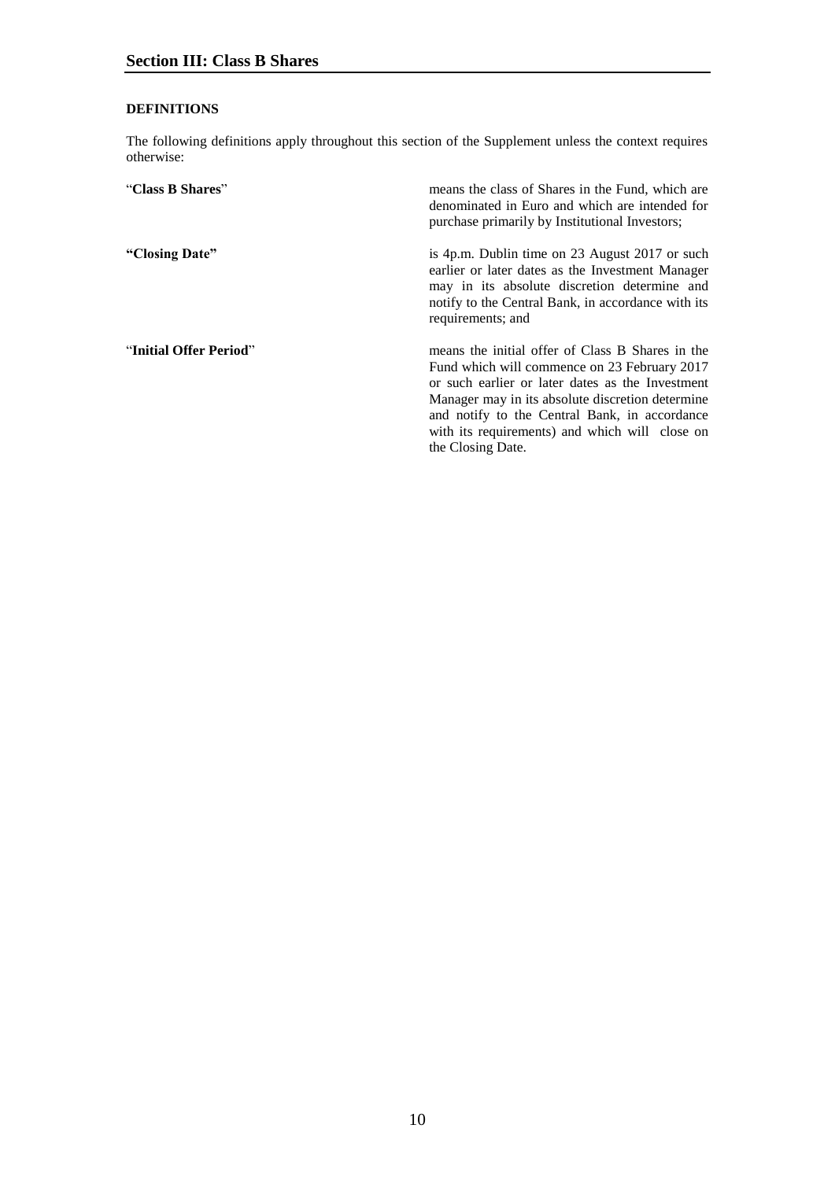## Section III: Class B Shares

### DEFINITIONS

The following definitions apply throughout this section of the Supplement unless the context requires otherwise:

“**Class B Shares**” means the class of Shares in the Fund, which are denominated in Euro and which are intended for purchase primarily by Institutional Investors;

**“Closing Date”** is 4p.m. Dublin time on 23 August 2017 or such earlier or later dates as the Investment Manager may in its absolute discretion determine and notify to the Central Bank, in accordance with its requirements; and

“**Initial Offer Period**” means the initial offer of Class B Shares in the Fund which will commence on 23 February 2017 or such earlier or later dates as the Investment Manager may in its absolute discretion determine and notify to the Central Bank, in accordance with its requirements) and which will close on the Closing Date.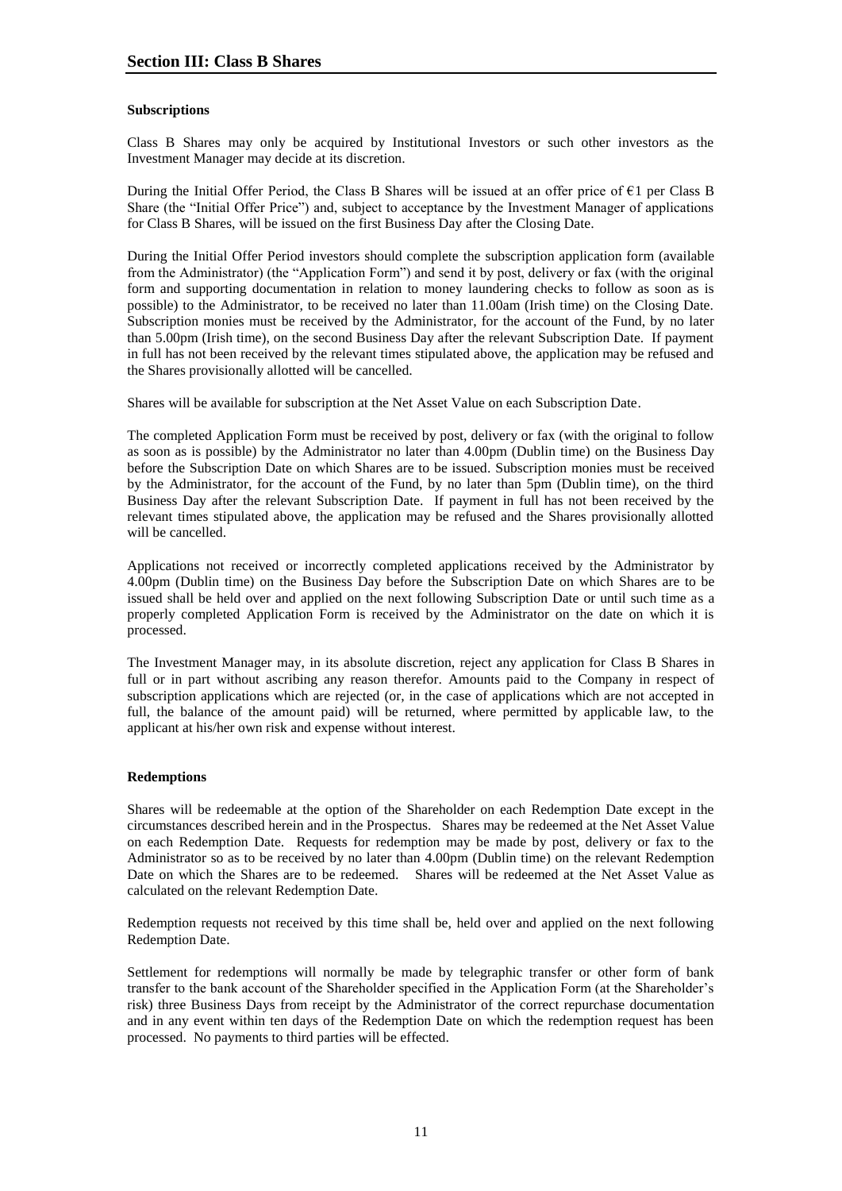## Section III: Class B Shares

**Subscriptions**

Class B Shares may only be acquired by Institutional Investors or such other investors as the Investment Manager may decide at its discretion.

During the Initial Offer Period, the Class B Shares will be issued at an offer price of €1 per Class B Share (the "Initial Offer Price") and, subject to acceptance by the Investment Manager of applications for Class B Shares, will be issued on the first Business Day after the Closing Date.

During the Initial Offer Period investors should complete the subscription application form (available from the Administrator) (the "Application Form") and send it by post, delivery or fax (with the original form and supporting documentation in relation to money laundering checks to follow as soon as is possible) to the Administrator, to be received no later than 11.00am (Irish time) on the Closing Date. Subscription monies must be received by the Administrator, for the account of the Fund, by no later than 5.00pm (Irish time), on the second Business Day after the relevant Subscription Date. If payment in full has not been received by the relevant times stipulated above, the application may be refused and the Shares provisionally allotted will be cancelled.

Shares will be available for subscription at the Net Asset Value on each Subscription Date.

The completed Application Form must be received by post, delivery or fax (with the original to follow as soon as is possible) by the Administrator no later than 4.00pm (Dublin time) on the Business Day before the Subscription Date on which Shares are to be issued. Subscription monies must be received by the Administrator, for the account of the Fund, by no later than 5pm (Dublin time), on the third Business Day after the relevant Subscription Date. If payment in full has not been received by the relevant times stipulated above, the application may be refused and the Shares provisionally allotted will be cancelled.

Applications not received or incorrectly completed applications received by the Administrator by 4.00pm (Dublin time) on the Business Day before the Subscription Date on which Shares are to be issued shall be held over and applied on the next following Subscription Date or until such time as a properly completed Application Form is received by the Administrator on the date on which it is processed.

The Investment Manager may, in its absolute discretion, reject any application for Class B Shares in full or in part without ascribing any reason therefor. Amounts paid to the Company in respect of subscription applications which are rejected (or, in the case of applications which are not accepted in full, the balance of the amount paid) will be returned, where permitted by applicable law, to the applicant at his/her own risk and expense without interest.

**Redemptions**

Shares will be redeemable at the option of the Shareholder on each Redemption Date except in the circumstances described herein and in the Prospectus. Shares may be redeemed at the Net Asset Value on each Redemption Date. Requests for redemption may be made by post, delivery or fax to the Administrator so as to be received by no later than 4.00pm (Dublin time) on the relevant Redemption Date on which the Shares are to be redeemed. Shares will be redeemed at the Net Asset Value as calculated on the relevant Redemption Date.

Redemption requests not received by this time shall be, held over and applied on the next following Redemption Date.

Settlement for redemptions will normally be made by telegraphic transfer or other form of bank transfer to the bank account of the Shareholder specified in the Application Form (at the Shareholder's risk) three Business Days from receipt by the Administrator of the correct repurchase documentation and in any event within ten days of the Redemption Date on which the redemption request has been processed. No payments to third parties will be effected.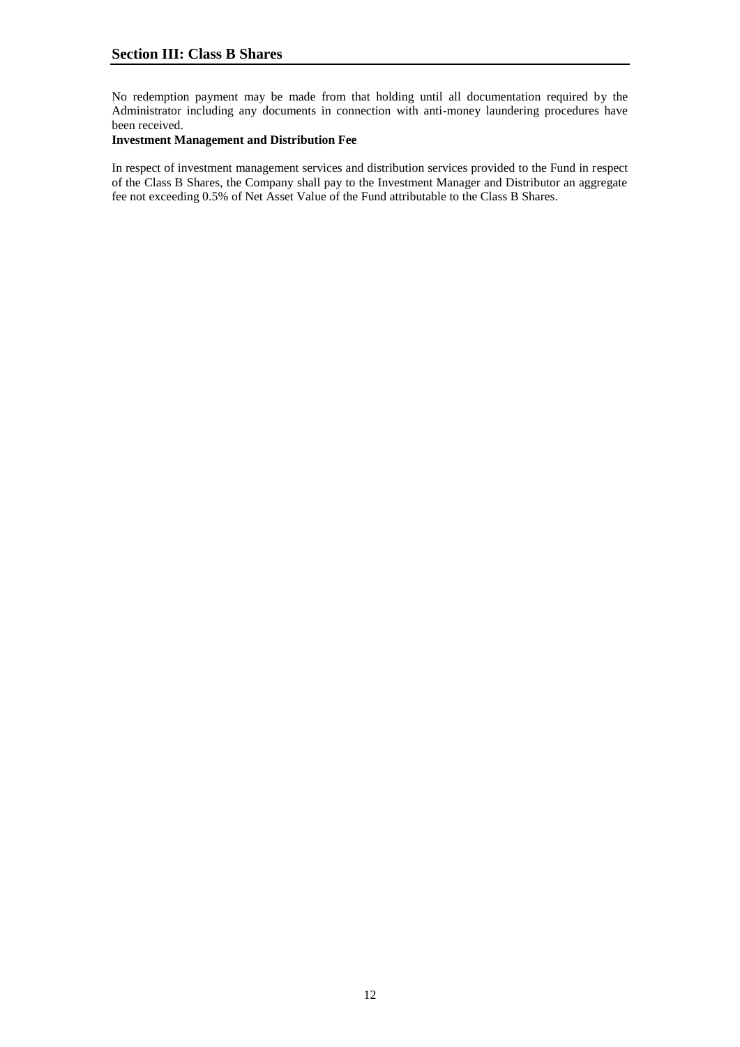No redemption payment may be made from that holding until all documentation required by the Administrator including any documents in connection with anti-money laundering procedures have been received.

**Investment Management and Distribution Fee**

In respect of investment management services and distribution services provided to the Fund in respect of the Class B Shares, the Company shall pay to the Investment Manager and Distributor an aggregate fee not exceeding 0.5% of Net Asset Value of the Fund attributable to the Class B Shares.